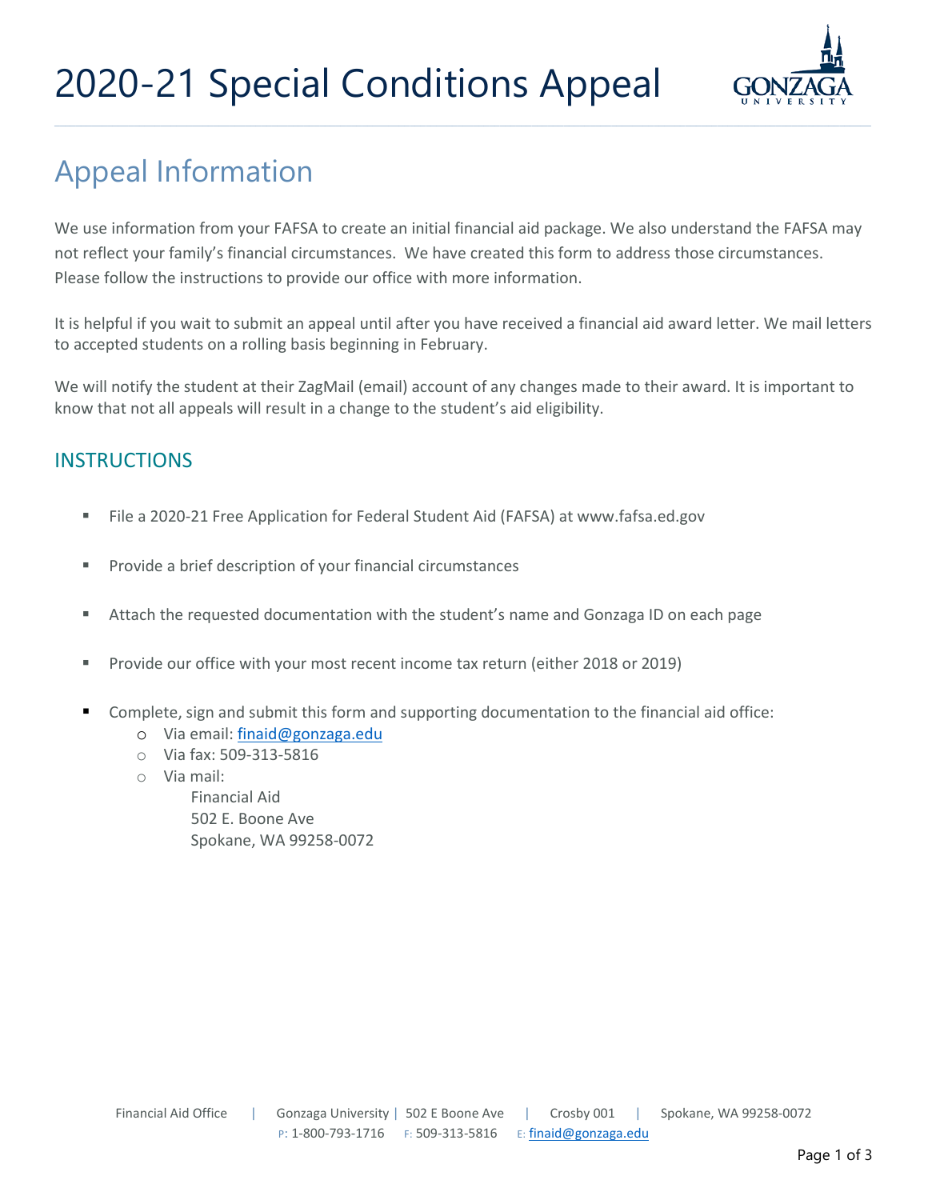# 2020-21 Special Conditions Appeal

## Appeal Information

We use information from your FAFSA to create an initial financial aid package. We also understand the FAFSA may not reflect your family's financial circumstances. We have created this form to address those circumstances. Please follow the instructions to provide our office with more information.

It is helpful if you wait to submit an appeal until after you have received a financial aid award letter. We mail letters to accepted students on a rolling basis beginning in February.

We will notify the student at their ZagMail (email) account of any changes made to their award. It is important to know that not all appeals will result in a change to the student's aid eligibility.

### INSTRUCTIONS

- File a 2020-21 Free Application for Federal Student Aid (FAFSA) at www.fafsa.ed.gov
- Provide a brief description of your financial circumstances
- Attach the requested documentation with the student's name and Gonzaga ID on each page
- Provide our office with your most recent income tax return (either 2018 or 2019)
- Complete, sign and submit this form and supporting documentation to the financial aid office:
  - Via email: finaid@gonzaga.edu
  - Via fax: 509-313-5816
  - Via mail:
    Financial Aid
    502 E. Boone Ave
    Spokane, WA 99258-0072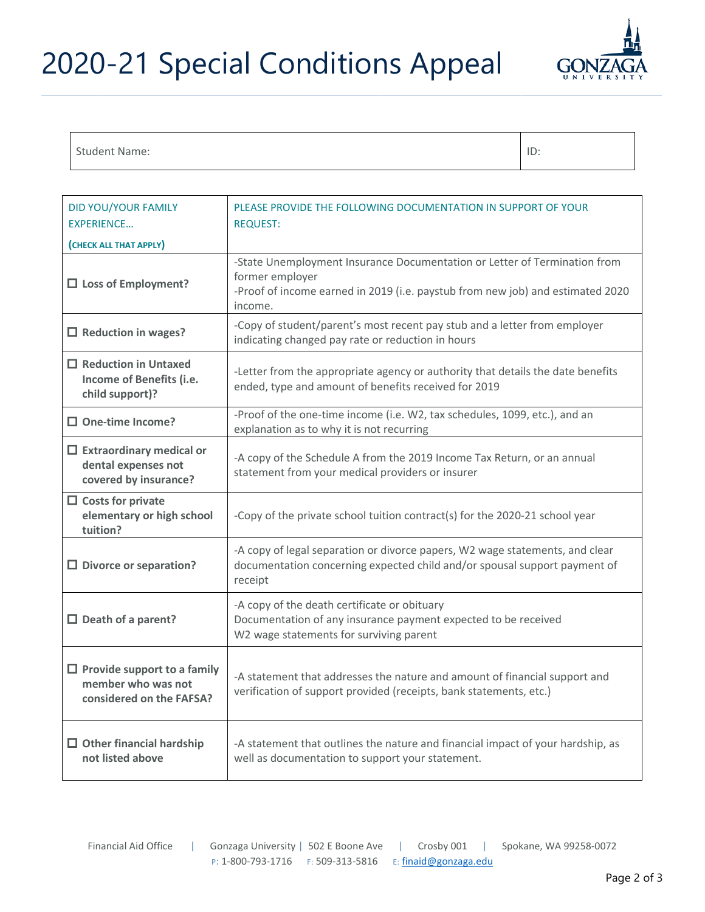# 2020-21 Special Conditions Appeal

| Student Name: | ID: |
|---|---|

| DID YOU/YOUR FAMILY EXPERIENCE… (CHECK ALL THAT APPLY) | PLEASE PROVIDE THE FOLLOWING DOCUMENTATION IN SUPPORT OF YOUR REQUEST: |
|---|---|
| ☐ **Loss of Employment?** | -State Unemployment Insurance Documentation or Letter of Termination from former employer<br>-Proof of income earned in 2019 (i.e. paystub from new job) and estimated 2020 income. |
| ☐ **Reduction in wages?** | -Copy of student/parent's most recent pay stub and a letter from employer indicating changed pay rate or reduction in hours |
| ☐ **Reduction in Untaxed Income of Benefits (i.e. child support)?** | -Letter from the appropriate agency or authority that details the date benefits ended, type and amount of benefits received for 2019 |
| ☐ **One-time Income?** | -Proof of the one-time income (i.e. W2, tax schedules, 1099, etc.), and an explanation as to why it is not recurring |
| ☐ **Extraordinary medical or dental expenses not covered by insurance?** | -A copy of the Schedule A from the 2019 Income Tax Return, or an annual statement from your medical providers or insurer |
| ☐ **Costs for private elementary or high school tuition?** | -Copy of the private school tuition contract(s) for the 2020-21 school year |
| ☐ **Divorce or separation?** | -A copy of legal separation or divorce papers, W2 wage statements, and clear documentation concerning expected child and/or spousal support payment of receipt |
| ☐ **Death of a parent?** | -A copy of the death certificate or obituary<br>Documentation of any insurance payment expected to be received<br>W2 wage statements for surviving parent |
| ☐ **Provide support to a family member who was not considered on the FAFSA?** | -A statement that addresses the nature and amount of financial support and verification of support provided (receipts, bank statements, etc.) |
| ☐ **Other financial hardship not listed above** | -A statement that outlines the nature and financial impact of your hardship, as well as documentation to support your statement. |

Financial Aid Office | Gonzaga University | 502 E Boone Ave | Crosby 001 | Spokane, WA 99258-0072
P: 1-800-793-1716 F: 509-313-5816 E: finaid@gonzaga.edu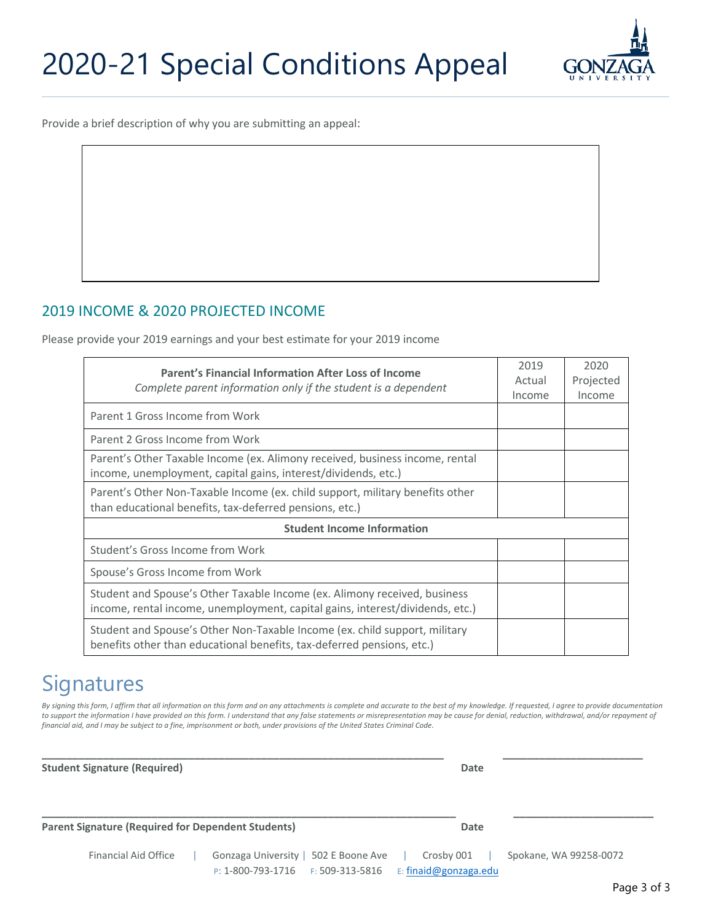# 2020-21 Special Conditions Appeal

Provide a brief description of why you are submitting an appeal:

## 2019 INCOME & 2020 PROJECTED INCOME

Please provide your 2019 earnings and your best estimate for your 2019 income

| **Parent's Financial Information After Loss of Income** *Complete parent information only if the student is a dependent* | 2019 Actual Income | 2020 Projected Income |
|---|---|---|
| Parent 1 Gross Income from Work | | |
| Parent 2 Gross Income from Work | | |
| Parent's Other Taxable Income (ex. Alimony received, business income, rental income, unemployment, capital gains, interest/dividends, etc.) | | |
| Parent's Other Non-Taxable Income (ex. child support, military benefits other than educational benefits, tax-deferred pensions, etc.) | | |
| **Student Income Information** | | |
| Student's Gross Income from Work | | |
| Spouse's Gross Income from Work | | |
| Student and Spouse's Other Taxable Income (ex. Alimony received, business income, rental income, unemployment, capital gains, interest/dividends, etc.) | | |
| Student and Spouse's Other Non-Taxable Income (ex. child support, military benefits other than educational benefits, tax-deferred pensions, etc.) | | |

# Signatures

*By signing this form, I affirm that all information on this form and on any attachments is complete and accurate to the best of my knowledge. If requested, I agree to provide documentation to support the information I have provided on this form. I understand that any false statements or misrepresentation may be cause for denial, reduction, withdrawal, and/or repayment of financial aid, and I may be subject to a fine, imprisonment or both, under provisions of the United States Criminal Code.*

______________________________________________ ________________

**Student Signature (Required)** **Date**

______________________________________________ ________________

**Parent Signature (Required for Dependent Students)** **Date**

Financial Aid Office | Gonzaga University | 502 E Boone Ave | Crosby 001 | Spokane, WA 99258-0072
P: 1-800-793-1716 F: 509-313-5816 E: finaid@gonzaga.edu